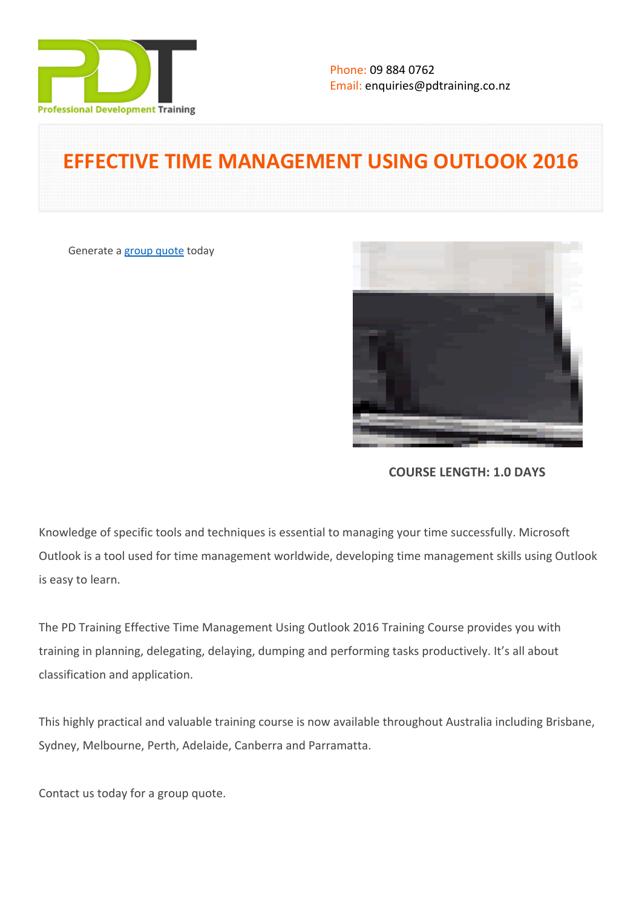Phone: 09 884 0762
Email: enquiries@pdtraining.co.nz

# EFFECTIVE TIME MANAGEMENT USING OUTLOOK 2016

Generate a group quote today

**COURSE LENGTH: 1.0 DAYS**

Knowledge of specific tools and techniques is essential to managing your time successfully. Microsoft Outlook is a tool used for time management worldwide, developing time management skills using Outlook is easy to learn.

The PD Training Effective Time Management Using Outlook 2016 Training Course provides you with training in planning, delegating, delaying, dumping and performing tasks productively. It's all about classification and application.

This highly practical and valuable training course is now available throughout Australia including Brisbane, Sydney, Melbourne, Perth, Adelaide, Canberra and Parramatta.

Contact us today for a group quote.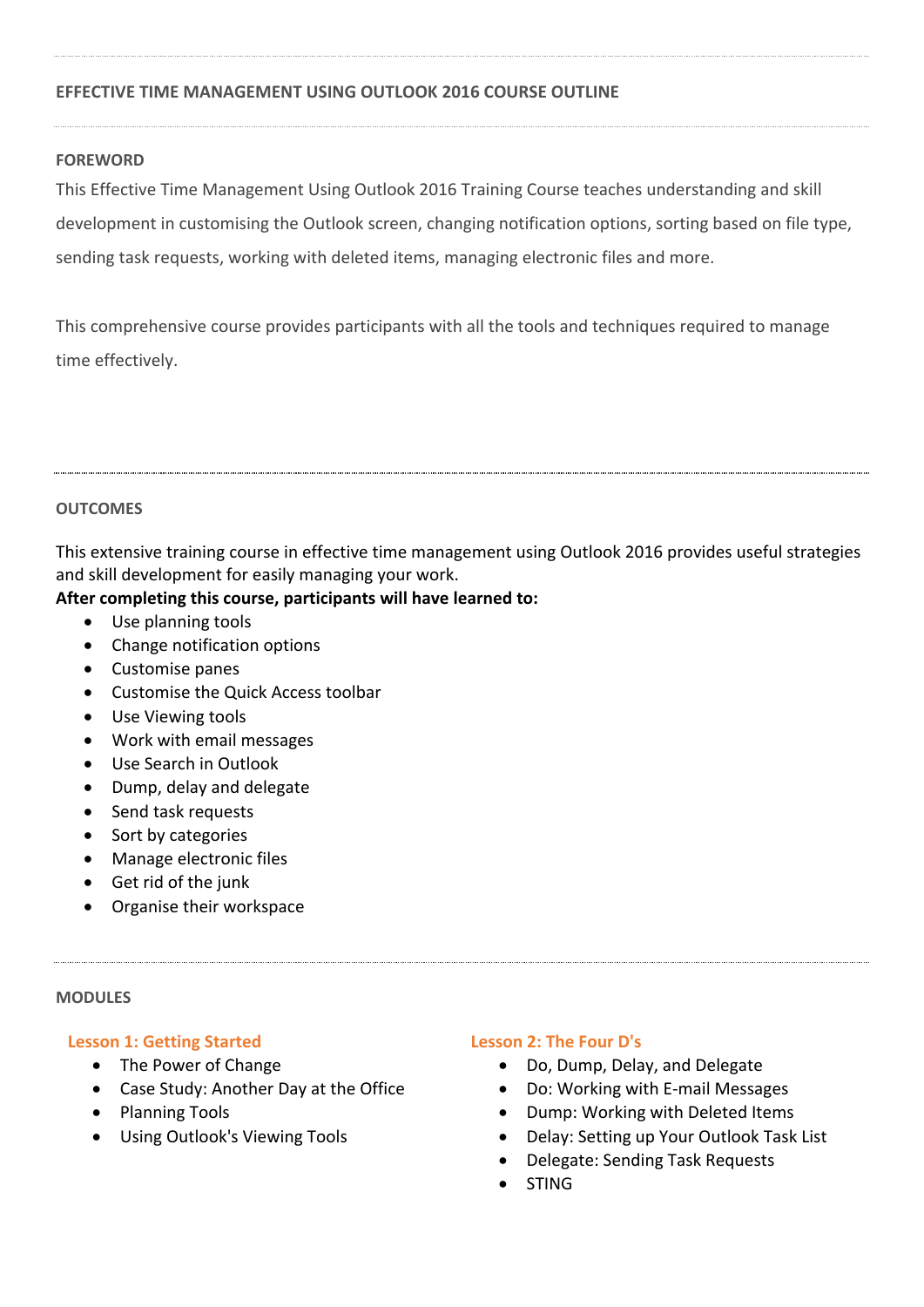## EFFECTIVE TIME MANAGEMENT USING OUTLOOK 2016 COURSE OUTLINE

### FOREWORD

This Effective Time Management Using Outlook 2016 Training Course teaches understanding and skill development in customising the Outlook screen, changing notification options, sorting based on file type, sending task requests, working with deleted items, managing electronic files and more.

This comprehensive course provides participants with all the tools and techniques required to manage time effectively.

### OUTCOMES

This extensive training course in effective time management using Outlook 2016 provides useful strategies and skill development for easily managing your work.

**After completing this course, participants will have learned to:**

- Use planning tools
- Change notification options
- Customise panes
- Customise the Quick Access toolbar
- Use Viewing tools
- Work with email messages
- Use Search in Outlook
- Dump, delay and delegate
- Send task requests
- Sort by categories
- Manage electronic files
- Get rid of the junk
- Organise their workspace

### MODULES

#### Lesson 1: Getting Started

- The Power of Change
- Case Study: Another Day at the Office
- Planning Tools
- Using Outlook's Viewing Tools

#### Lesson 2: The Four D's

- Do, Dump, Delay, and Delegate
- Do: Working with E-mail Messages
- Dump: Working with Deleted Items
- Delay: Setting up Your Outlook Task List
- Delegate: Sending Task Requests
- STING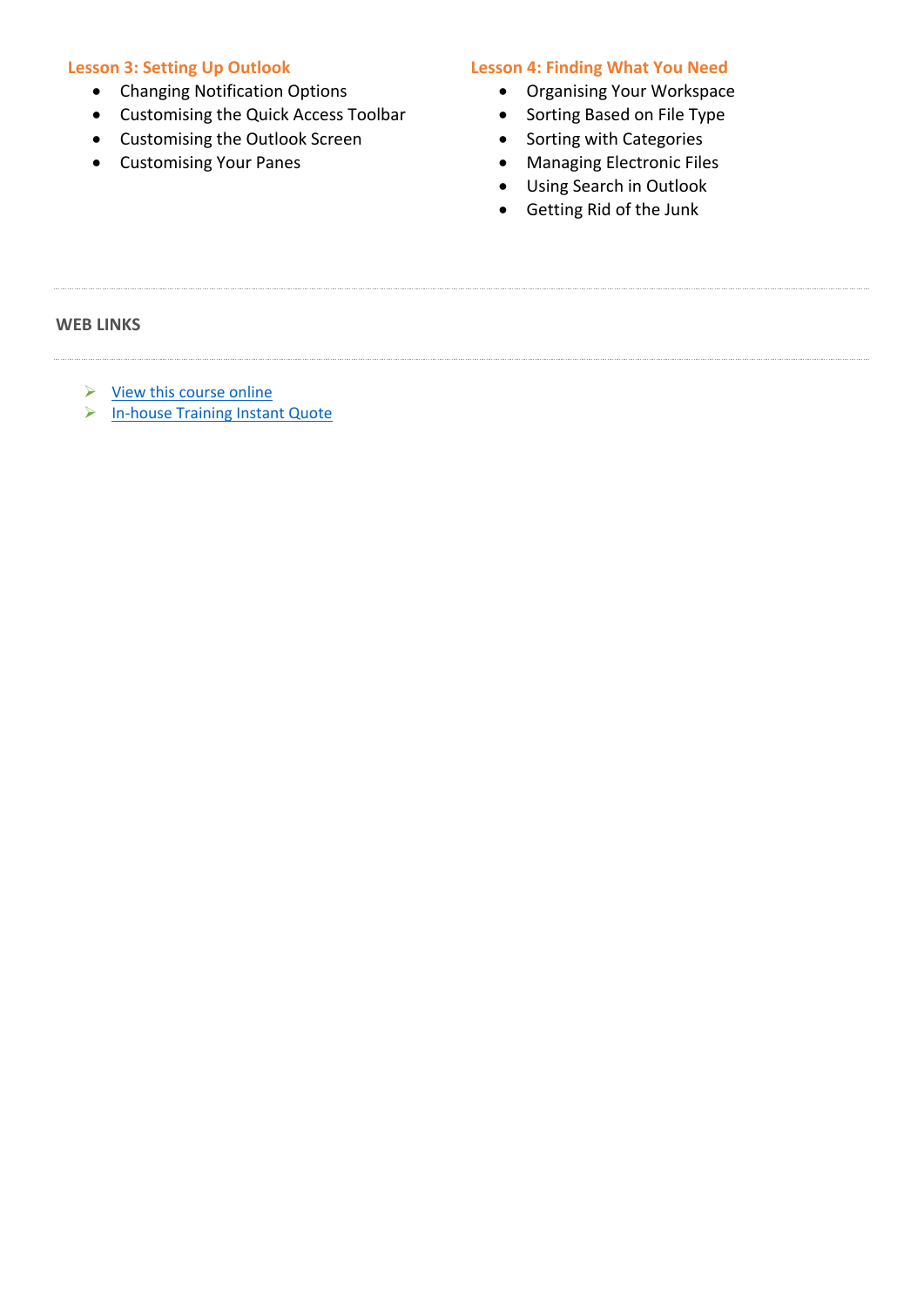### Lesson 3: Setting Up Outlook

- Changing Notification Options
- Customising the Quick Access Toolbar
- Customising the Outlook Screen
- Customising Your Panes

### Lesson 4: Finding What You Need

- Organising Your Workspace
- Sorting Based on File Type
- Sorting with Categories
- Managing Electronic Files
- Using Search in Outlook
- Getting Rid of the Junk

---

**WEB LINKS**

---

- View this course online
- In-house Training Instant Quote